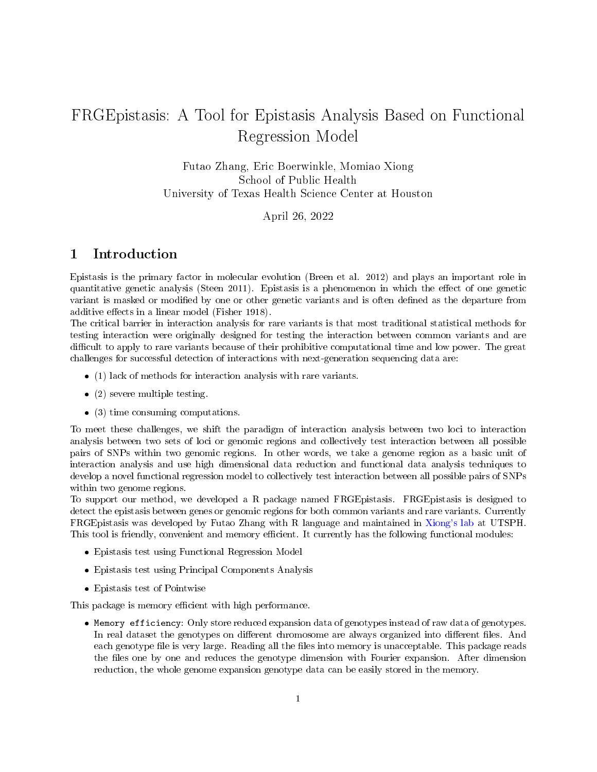# FRGEpistasis: A Tool for Epistasis Analysis Based on Functional Regression Model

Futao Zhang, Eric Boerwinkle, Momiao Xiong
School of Public Health
University of Texas Health Science Center at Houston

April 26, 2022

## 1 Introduction

Epistasis is the primary factor in molecular evolution (Breen et al. 2012) and plays an important role in quantitative genetic analysis (Steen 2011). Epistasis is a phenomenon in which the effect of one genetic variant is masked or modified by one or other genetic variants and is often defined as the departure from additive effects in a linear model (Fisher 1918).

The critical barrier in interaction analysis for rare variants is that most traditional statistical methods for testing interaction were originally designed for testing the interaction between common variants and are difficult to apply to rare variants because of their prohibitive computational time and low power. The great challenges for successful detection of interactions with next-generation sequencing data are:

- (1) lack of methods for interaction analysis with rare variants.
- (2) severe multiple testing.
- (3) time consuming computations.

To meet these challenges, we shift the paradigm of interaction analysis between two loci to interaction analysis between two sets of loci or genomic regions and collectively test interaction between all possible pairs of SNPs within two genomic regions. In other words, we take a genome region as a basic unit of interaction analysis and use high dimensional data reduction and functional data analysis techniques to develop a novel functional regression model to collectively test interaction between all possible pairs of SNPs within two genome regions.

To support our method, we developed a R package named FRGEpistasis. FRGEpistasis is designed to detect the epistasis between genes or genomic regions for both common variants and rare variants. Currently FRGEpistasis was developed by Futao Zhang with R language and maintained in Xiong's lab at UTSPH. This tool is friendly, convenient and memory efficient. It currently has the following functional modules:

- Epistasis test using Functional Regression Model
- Epistasis test using Principal Components Analysis
- Epistasis test of Pointwise

This package is memory efficient with high performance.

- `Memory efficiency`: Only store reduced expansion data of genotypes instead of raw data of genotypes. In real dataset the genotypes on different chromosome are always organized into different files. And each genotype file is very large. Reading all the files into memory is unacceptable. This package reads the files one by one and reduces the genotype dimension with Fourier expansion. After dimension reduction, the whole genome expansion genotype data can be easily stored in the memory.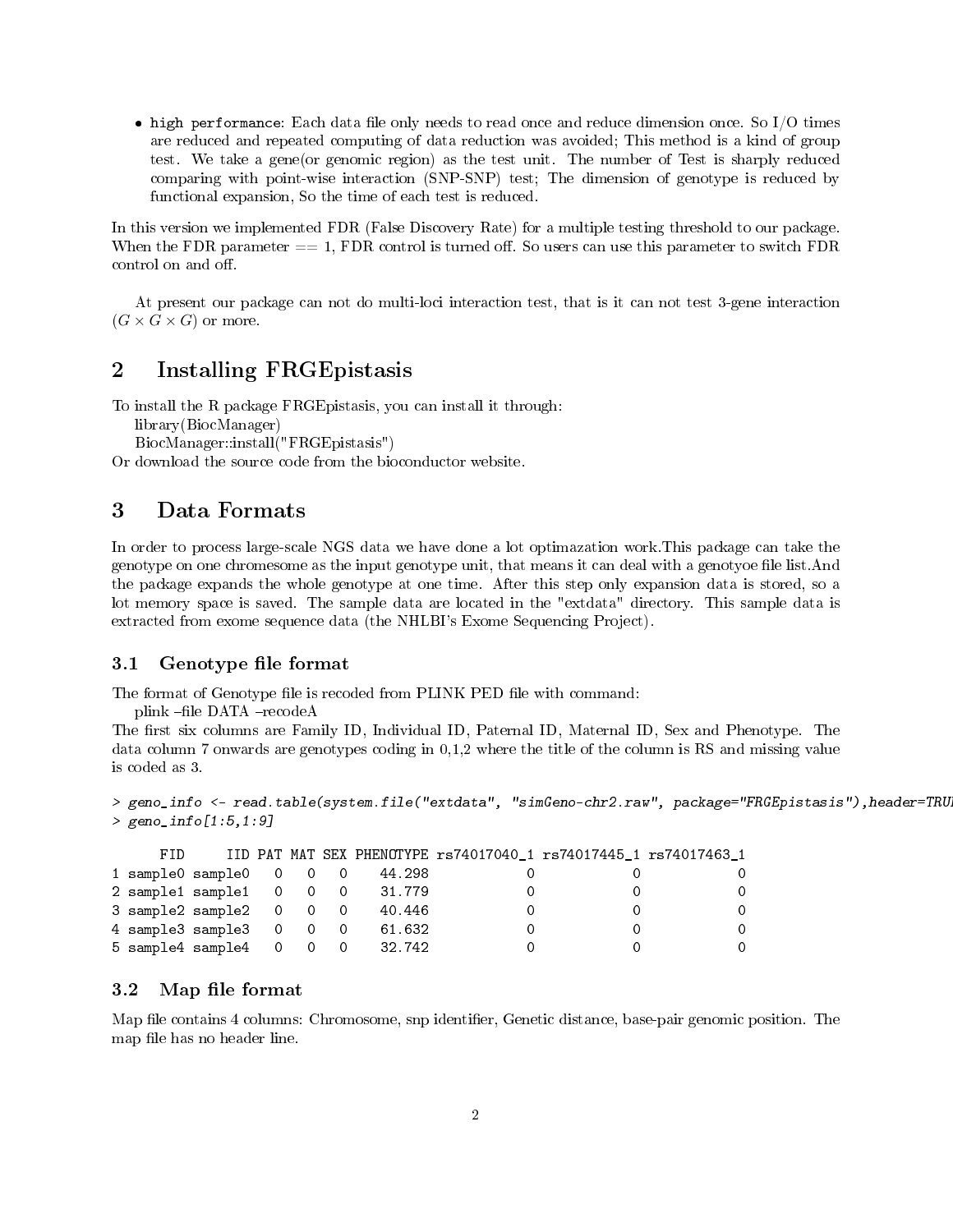- `high performance`: Each data file only needs to read once and reduce dimension once. So I/O times are reduced and repeated computing of data reduction was avoided; This method is a kind of group test. We take a gene(or genomic region) as the test unit. The number of Test is sharply reduced comparing with point-wise interaction (SNP-SNP) test; The dimension of genotype is reduced by functional expansion, So the time of each test is reduced.

In this version we implemented FDR (False Discovery Rate) for a multiple testing threshold to our package. When the FDR parameter == 1, FDR control is turned off. So users can use this parameter to switch FDR control on and off.

At present our package can not do multi-loci interaction test, that is it can not test 3-gene interaction ($G \times G \times G$) or more.

# 2 Installing FRGEpistasis

To install the R package FRGEpistasis, you can install it through:

library(BiocManager)

BiocManager::install("FRGEpistasis")

Or download the source code from the bioconductor website.

# 3 Data Formats

In order to process large-scale NGS data we have done a lot optimazation work.This package can take the genotype on one chromesome as the input genotype unit, that means it can deal with a genotyoe file list.And the package expands the whole genotype at one time. After this step only expansion data is stored, so a lot memory space is saved. The sample data are located in the "extdata" directory. This sample data is extracted from exome sequence data (the NHLBI's Exome Sequencing Project).

## 3.1 Genotype file format

The format of Genotype file is recoded from PLINK PED file with command:

plink –file DATA –recodeA

The first six columns are Family ID, Individual ID, Paternal ID, Maternal ID, Sex and Phenotype. The data column 7 onwards are genotypes coding in 0,1,2 where the title of the column is RS and missing value is coded as 3.

```
> geno_info <- read.table(system.file("extdata", "simGeno-chr2.raw", package="FRGEpistasis"),header=TRU
> geno_info[1:5,1:9]

      FID     IID PAT MAT SEX PHENOTYPE rs74017040_1 rs74017445_1 rs74017463_1
1 sample0 sample0   0   0   0    44.298            0            0            0
2 sample1 sample1   0   0   0    31.779            0            0            0
3 sample2 sample2   0   0   0    40.446            0            0            0
4 sample3 sample3   0   0   0    61.632            0            0            0
5 sample4 sample4   0   0   0    32.742            0            0            0
```

## 3.2 Map file format

Map file contains 4 columns: Chromosome, snp identifier, Genetic distance, base-pair genomic position. The map file has no header line.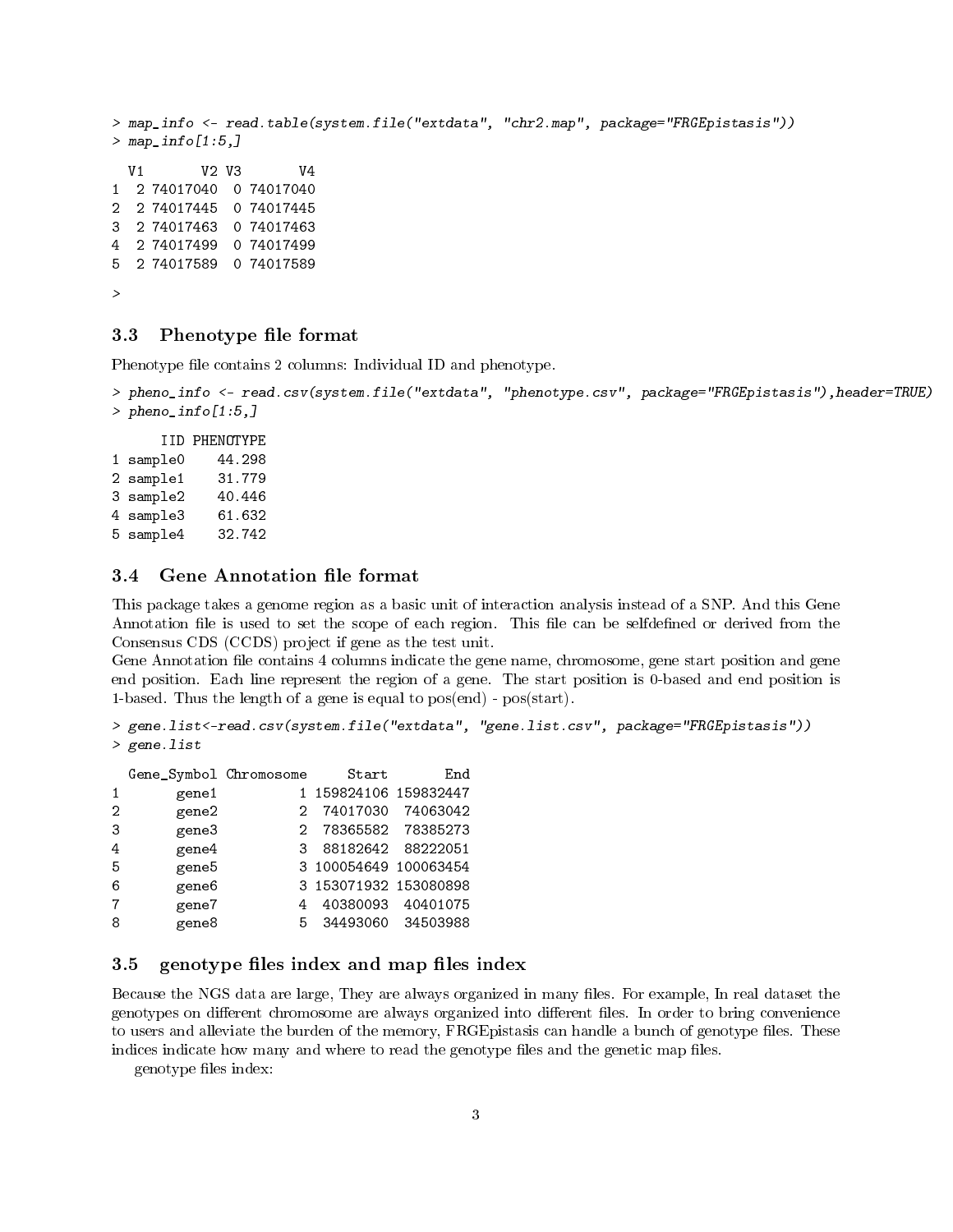```
> map_info <- read.table(system.file("extdata", "chr2.map", package="FRGEpistasis"))
> map_info[1:5,]

  V1       V2 V3       V4
1  2 74017040  0 74017040
2  2 74017445  0 74017445
3  2 74017463  0 74017463
4  2 74017499  0 74017499
5  2 74017589  0 74017589

>
```

### 3.3 Phenotype file format

Phenotype file contains 2 columns: Individual ID and phenotype.

```
> pheno_info <- read.csv(system.file("extdata", "phenotype.csv", package="FRGEpistasis"),header=TRUE)
> pheno_info[1:5,]

      IID PHENOTYPE
1 sample0    44.298
2 sample1    31.779
3 sample2    40.446
4 sample3    61.632
5 sample4    32.742
```

### 3.4 Gene Annotation file format

This package takes a genome region as a basic unit of interaction analysis instead of a SNP. And this Gene Annotation file is used to set the scope of each region. This file can be selfdefined or derived from the Consensus CDS (CCDS) project if gene as the test unit.
Gene Annotation file contains 4 columns indicate the gene name, chromosome, gene start position and gene end position. Each line represent the region of a gene. The start position is 0-based and end position is 1-based. Thus the length of a gene is equal to pos(end) - pos(start).

```
> gene.list<-read.csv(system.file("extdata", "gene.list.csv", package="FRGEpistasis"))
> gene.list

  Gene_Symbol Chromosome     Start       End
1       gene1          1 159824106 159832447
2       gene2          2  74017030  74063042
3       gene3          2  78365582  78385273
4       gene4          3  88182642  88222051
5       gene5          3 100054649 100063454
6       gene6          3 153071932 153080898
7       gene7          4  40380093  40401075
8       gene8          5  34493060  34503988
```

### 3.5 genotype files index and map files index

Because the NGS data are large, They are always organized in many files. For example, In real dataset the genotypes on different chromosome are always organized into different files. In order to bring convenience to users and alleviate the burden of the memory, FRGEpistasis can handle a bunch of genotype files. These indices indicate how many and where to read the genotype files and the genetic map files.

genotype files index: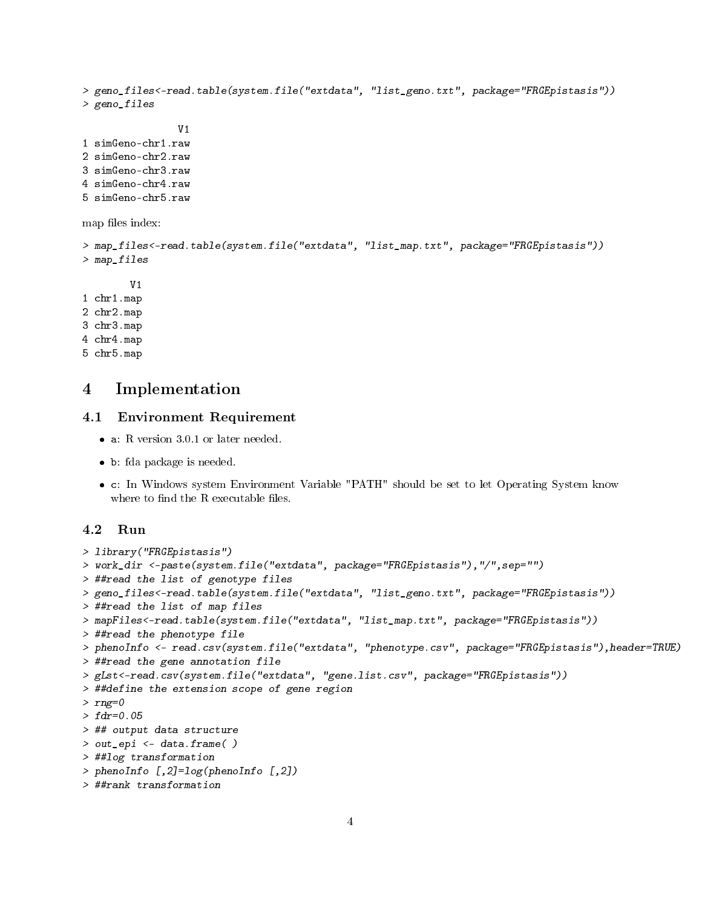```
> geno_files<-read.table(system.file("extdata", "list_geno.txt", package="FRGEpistasis"))
> geno_files

                V1
1 simGeno-chr1.raw
2 simGeno-chr2.raw
3 simGeno-chr3.raw
4 simGeno-chr4.raw
5 simGeno-chr5.raw
```

map files index:

```
> map_files<-read.table(system.file("extdata", "list_map.txt", package="FRGEpistasis"))
> map_files

        V1
1 chr1.map
2 chr2.map
3 chr3.map
4 chr4.map
5 chr5.map
```

# 4 Implementation

## 4.1 Environment Requirement

- a: R version 3.0.1 or later needed.
- b: fda package is needed.
- c: In Windows system Environment Variable "PATH" should be set to let Operating System know where to find the R executable files.

## 4.2 Run

```
> library("FRGEpistasis")
> work_dir <-paste(system.file("extdata", package="FRGEpistasis"),"/",sep="")
> ##read the list of genotype files
> geno_files<-read.table(system.file("extdata", "list_geno.txt", package="FRGEpistasis"))
> ##read the list of map files
> mapFiles<-read.table(system.file("extdata", "list_map.txt", package="FRGEpistasis"))
> ##read the phenotype file
> phenoInfo <- read.csv(system.file("extdata", "phenotype.csv", package="FRGEpistasis"),header=TRUE)
> ##read the gene annotation file
> gLst<-read.csv(system.file("extdata", "gene.list.csv", package="FRGEpistasis"))
> ##define the extension scope of gene region
> rng=0
> fdr=0.05
> ## output data structure
> out_epi <- data.frame( )
> ##log transformation
> phenoInfo [,2]=log(phenoInfo [,2])
> ##rank transformation
```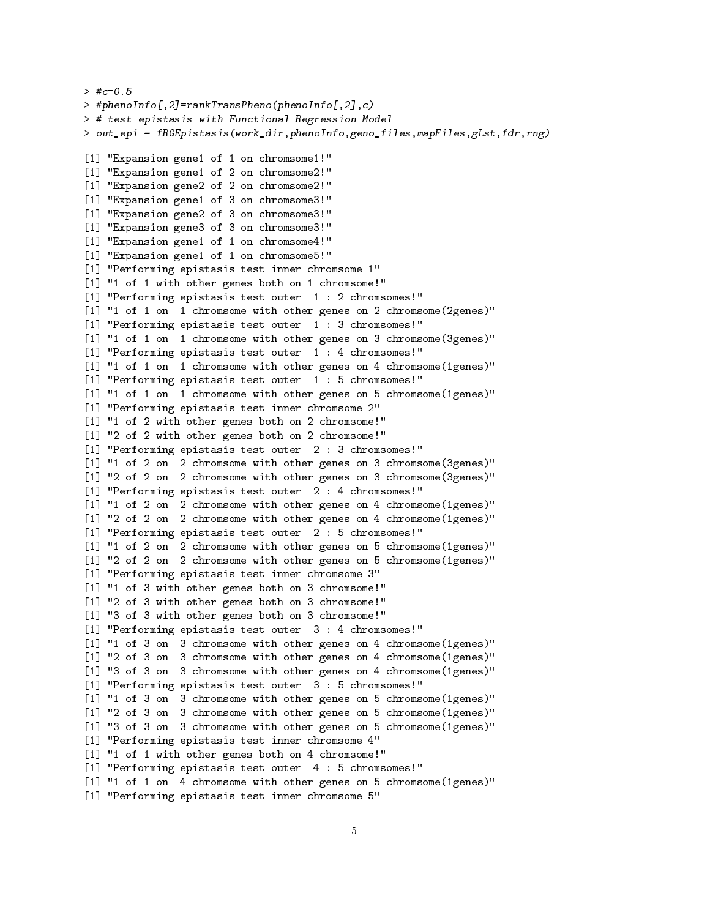```
> #c=0.5
> #phenoInfo[,2]=rankTransPheno(phenoInfo[,2],c)
> # test epistasis with Functional Regression Model
> out_epi = fRGEpistasis(work_dir,phenoInfo,geno_files,mapFiles,gLst,fdr,rng)

[1] "Expansion gene1 of 1 on chromsome1!"
[1] "Expansion gene1 of 2 on chromsome2!"
[1] "Expansion gene2 of 2 on chromsome2!"
[1] "Expansion gene1 of 3 on chromsome3!"
[1] "Expansion gene2 of 3 on chromsome3!"
[1] "Expansion gene3 of 3 on chromsome3!"
[1] "Expansion gene1 of 1 on chromsome4!"
[1] "Expansion gene1 of 1 on chromsome5!"
[1] "Performing epistasis test inner chromsome 1"
[1] "1 of 1 with other genes both on 1 chromsome!"
[1] "Performing epistasis test outer  1 : 2 chromsomes!"
[1] "1 of 1 on  1 chromsome with other genes on 2 chromsome(2genes)"
[1] "Performing epistasis test outer  1 : 3 chromsomes!"
[1] "1 of 1 on  1 chromsome with other genes on 3 chromsome(3genes)"
[1] "Performing epistasis test outer  1 : 4 chromsomes!"
[1] "1 of 1 on  1 chromsome with other genes on 4 chromsome(1genes)"
[1] "Performing epistasis test outer  1 : 5 chromsomes!"
[1] "1 of 1 on  1 chromsome with other genes on 5 chromsome(1genes)"
[1] "Performing epistasis test inner chromsome 2"
[1] "1 of 2 with other genes both on 2 chromsome!"
[1] "2 of 2 with other genes both on 2 chromsome!"
[1] "Performing epistasis test outer  2 : 3 chromsomes!"
[1] "1 of 2 on  2 chromsome with other genes on 3 chromsome(3genes)"
[1] "2 of 2 on  2 chromsome with other genes on 3 chromsome(3genes)"
[1] "Performing epistasis test outer  2 : 4 chromsomes!"
[1] "1 of 2 on  2 chromsome with other genes on 4 chromsome(1genes)"
[1] "2 of 2 on  2 chromsome with other genes on 4 chromsome(1genes)"
[1] "Performing epistasis test outer  2 : 5 chromsomes!"
[1] "1 of 2 on  2 chromsome with other genes on 5 chromsome(1genes)"
[1] "2 of 2 on  2 chromsome with other genes on 5 chromsome(1genes)"
[1] "Performing epistasis test inner chromsome 3"
[1] "1 of 3 with other genes both on 3 chromsome!"
[1] "2 of 3 with other genes both on 3 chromsome!"
[1] "3 of 3 with other genes both on 3 chromsome!"
[1] "Performing epistasis test outer  3 : 4 chromsomes!"
[1] "1 of 3 on  3 chromsome with other genes on 4 chromsome(1genes)"
[1] "2 of 3 on  3 chromsome with other genes on 4 chromsome(1genes)"
[1] "3 of 3 on  3 chromsome with other genes on 4 chromsome(1genes)"
[1] "Performing epistasis test outer  3 : 5 chromsomes!"
[1] "1 of 3 on  3 chromsome with other genes on 5 chromsome(1genes)"
[1] "2 of 3 on  3 chromsome with other genes on 5 chromsome(1genes)"
[1] "3 of 3 on  3 chromsome with other genes on 5 chromsome(1genes)"
[1] "Performing epistasis test inner chromsome 4"
[1] "1 of 1 with other genes both on 4 chromsome!"
[1] "Performing epistasis test outer  4 : 5 chromsomes!"
[1] "1 of 1 on  4 chromsome with other genes on 5 chromsome(1genes)"
[1] "Performing epistasis test inner chromsome 5"
```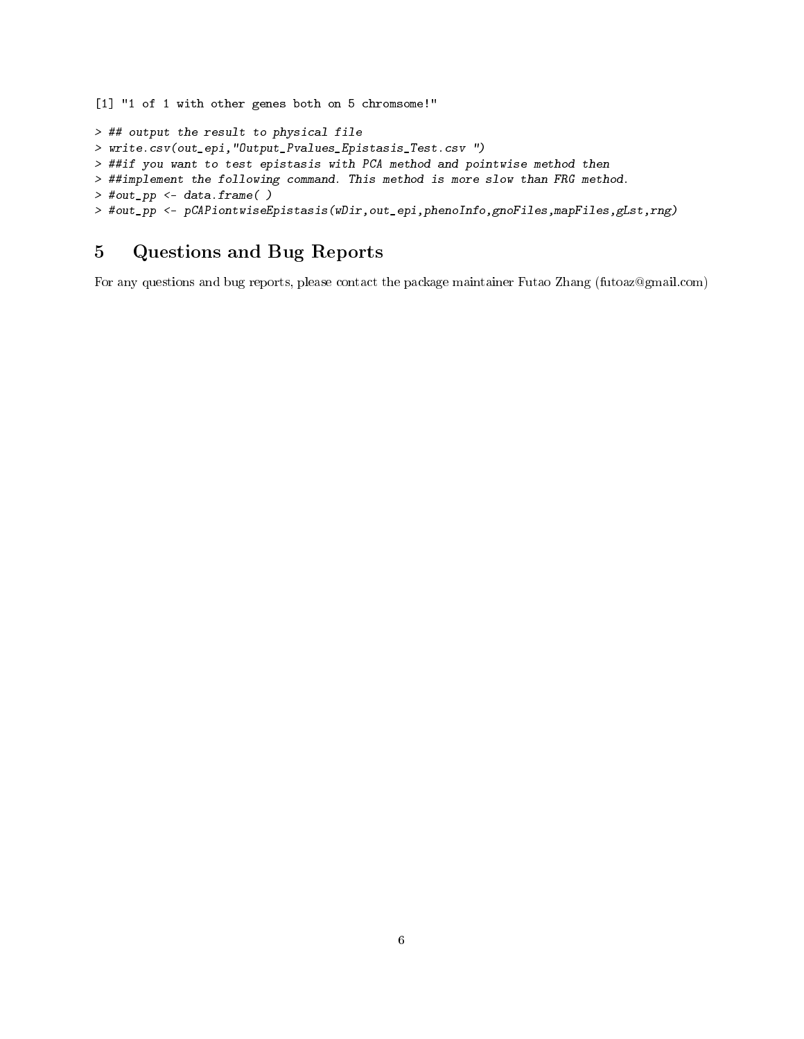```
[1] "1 of 1 with other genes both on 5 chromsome!"
```

```
> ## output the result to physical file
> write.csv(out_epi,"Output_Pvalues_Epistasis_Test.csv ")
> ##if you want to test epistasis with PCA method and pointwise method then
> ##implement the following command. This method is more slow than FRG method.
> #out_pp <- data.frame( )
> #out_pp <- pCAPiontwiseEpistasis(wDir,out_epi,phenoInfo,gnoFiles,mapFiles,gLst,rng)
```

# 5 Questions and Bug Reports

For any questions and bug reports, please contact the package maintainer Futao Zhang (futoaz@gmail.com)